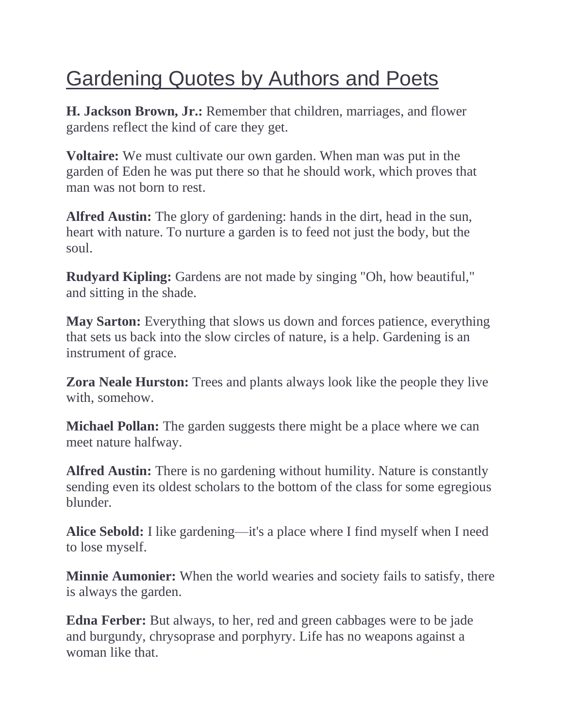# Gardening Quotes by Authors and Poets

**H. Jackson Brown, Jr.:** Remember that children, marriages, and flower gardens reflect the kind of care they get.

**Voltaire:** We must cultivate our own garden. When man was put in the garden of Eden he was put there so that he should work, which proves that man was not born to rest.

**Alfred Austin:** The glory of gardening: hands in the dirt, head in the sun, heart with nature. To nurture a garden is to feed not just the body, but the soul.

**Rudyard Kipling:** Gardens are not made by singing "Oh, how beautiful," and sitting in the shade.

**May Sarton:** Everything that slows us down and forces patience, everything that sets us back into the slow circles of nature, is a help. Gardening is an instrument of grace.

**Zora Neale Hurston:** Trees and plants always look like the people they live with, somehow.

**Michael Pollan:** The garden suggests there might be a place where we can meet nature halfway.

**Alfred Austin:** There is no gardening without humility. Nature is constantly sending even its oldest scholars to the bottom of the class for some egregious blunder.

**Alice Sebold:** I like gardening—it's a place where I find myself when I need to lose myself.

**Minnie Aumonier:** When the world wearies and society fails to satisfy, there is always the garden.

**Edna Ferber:** But always, to her, red and green cabbages were to be jade and burgundy, chrysoprase and porphyry. Life has no weapons against a woman like that.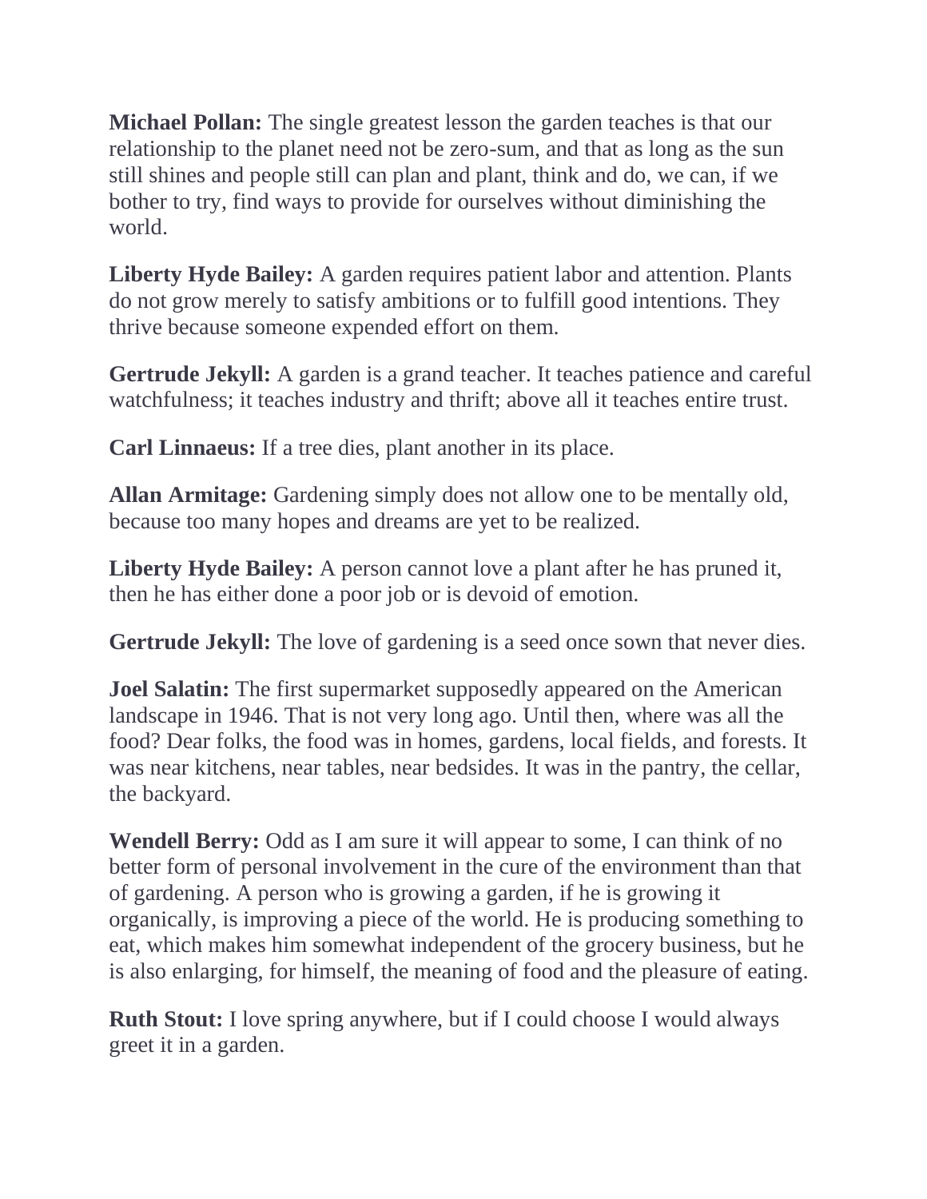**Michael Pollan:** The single greatest lesson the garden teaches is that our relationship to the planet need not be zero-sum, and that as long as the sun still shines and people still can plan and plant, think and do, we can, if we bother to try, find ways to provide for ourselves without diminishing the world.

**Liberty Hyde Bailey:** A garden requires patient labor and attention. Plants do not grow merely to satisfy ambitions or to fulfill good intentions. They thrive because someone expended effort on them.

**Gertrude Jekyll:** A garden is a grand teacher. It teaches patience and careful watchfulness; it teaches industry and thrift; above all it teaches entire trust.

**Carl Linnaeus:** If a tree dies, plant another in its place.

**Allan Armitage:** Gardening simply does not allow one to be mentally old, because too many hopes and dreams are yet to be realized.

**Liberty Hyde Bailey:** A person cannot love a plant after he has pruned it, then he has either done a poor job or is devoid of emotion.

**Gertrude Jekyll:** The love of gardening is a seed once sown that never dies.

**Joel Salatin:** The first supermarket supposedly appeared on the American landscape in 1946. That is not very long ago. Until then, where was all the food? Dear folks, the food was in homes, gardens, local fields, and forests. It was near kitchens, near tables, near bedsides. It was in the pantry, the cellar, the backyard.

**Wendell Berry:** Odd as I am sure it will appear to some, I can think of no better form of personal involvement in the cure of the environment than that of gardening. A person who is growing a garden, if he is growing it organically, is improving a piece of the world. He is producing something to eat, which makes him somewhat independent of the grocery business, but he is also enlarging, for himself, the meaning of food and the pleasure of eating.

**Ruth Stout:** I love spring anywhere, but if I could choose I would always greet it in a garden.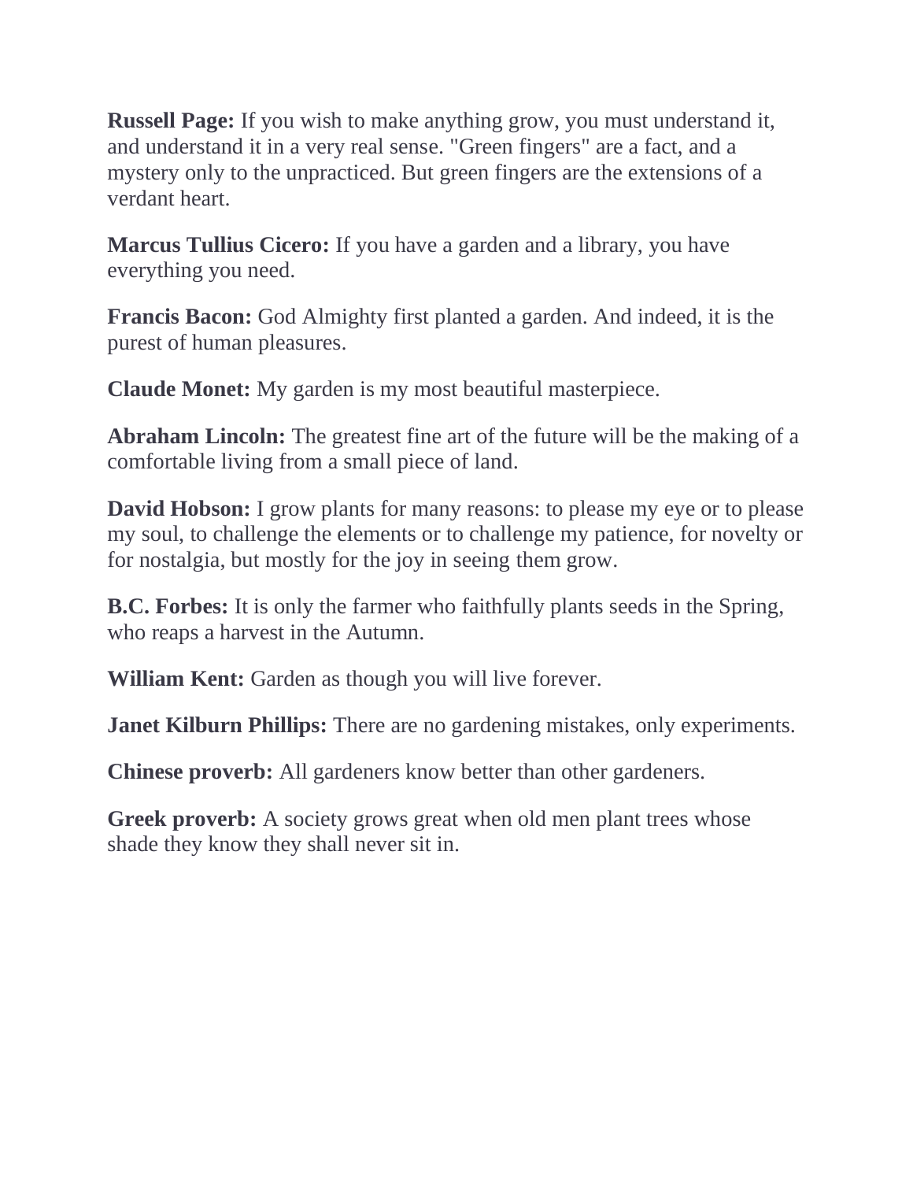**Russell Page:** If you wish to make anything grow, you must understand it, and understand it in a very real sense. "Green fingers" are a fact, and a mystery only to the unpracticed. But green fingers are the extensions of a verdant heart.

**Marcus Tullius Cicero:** If you have a garden and a library, you have everything you need.

**Francis Bacon:** God Almighty first planted a garden. And indeed, it is the purest of human pleasures.

**Claude Monet:** My garden is my most beautiful masterpiece.

**Abraham Lincoln:** The greatest fine art of the future will be the making of a comfortable living from a small piece of land.

**David Hobson:** I grow plants for many reasons: to please my eye or to please my soul, to challenge the elements or to challenge my patience, for novelty or for nostalgia, but mostly for the joy in seeing them grow.

**B.C. Forbes:** It is only the farmer who faithfully plants seeds in the Spring, who reaps a harvest in the Autumn.

**William Kent:** Garden as though you will live forever.

**Janet Kilburn Phillips:** There are no gardening mistakes, only experiments.

**Chinese proverb:** All gardeners know better than other gardeners.

**Greek proverb:** A society grows great when old men plant trees whose shade they know they shall never sit in.